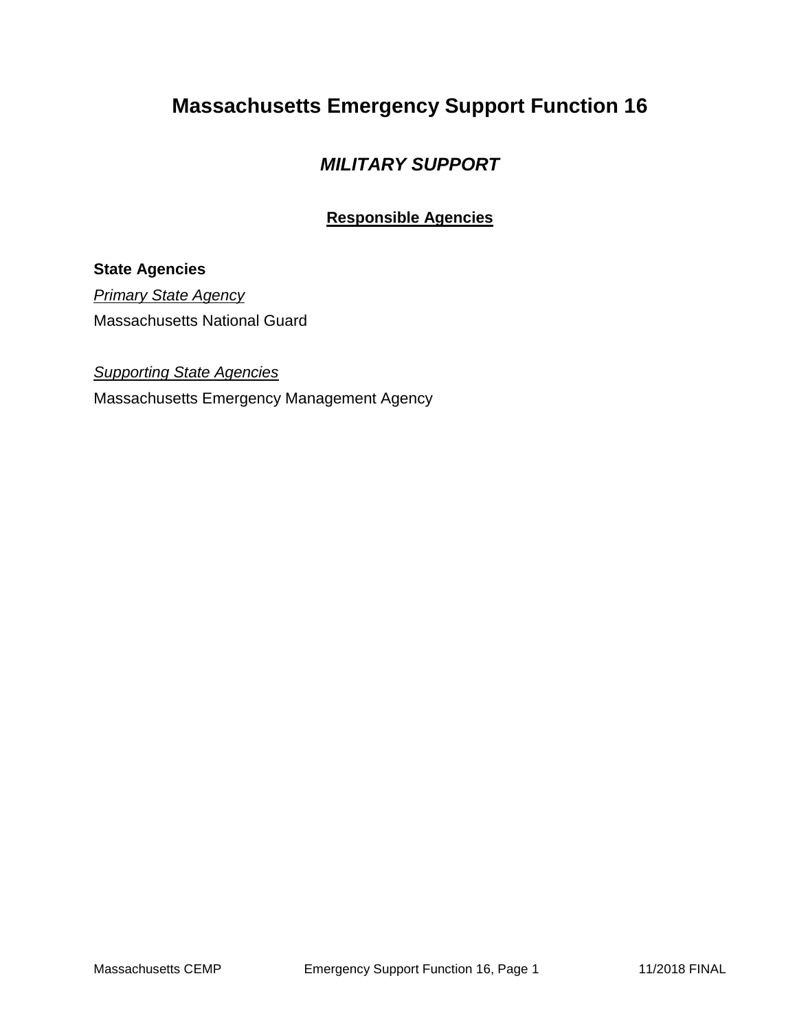# Massachusetts Emergency Support Function 16

## *MILITARY SUPPORT*

### Responsible Agencies

**State Agencies**

*Primary State Agency*

Massachusetts National Guard

*Supporting State Agencies*

Massachusetts Emergency Management Agency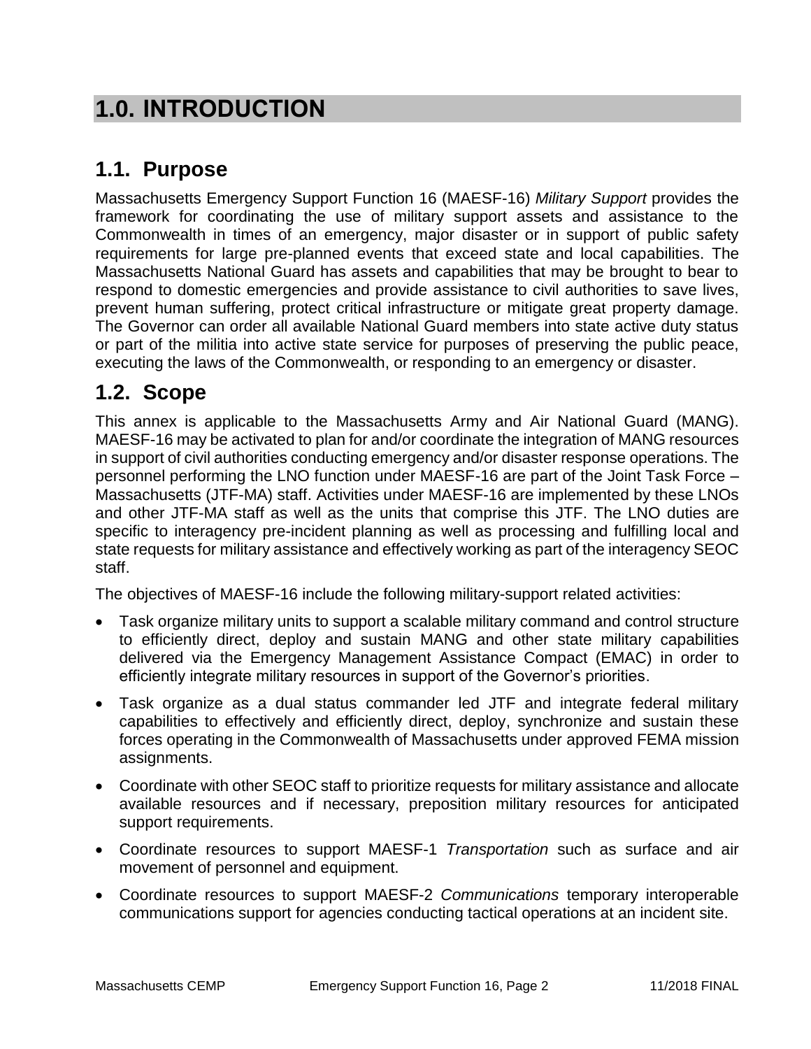# 1.0. INTRODUCTION

## 1.1. Purpose

Massachusetts Emergency Support Function 16 (MAESF-16) *Military Support* provides the framework for coordinating the use of military support assets and assistance to the Commonwealth in times of an emergency, major disaster or in support of public safety requirements for large pre-planned events that exceed state and local capabilities. The Massachusetts National Guard has assets and capabilities that may be brought to bear to respond to domestic emergencies and provide assistance to civil authorities to save lives, prevent human suffering, protect critical infrastructure or mitigate great property damage. The Governor can order all available National Guard members into state active duty status or part of the militia into active state service for purposes of preserving the public peace, executing the laws of the Commonwealth, or responding to an emergency or disaster.

## 1.2. Scope

This annex is applicable to the Massachusetts Army and Air National Guard (MANG). MAESF-16 may be activated to plan for and/or coordinate the integration of MANG resources in support of civil authorities conducting emergency and/or disaster response operations. The personnel performing the LNO function under MAESF-16 are part of the Joint Task Force – Massachusetts (JTF-MA) staff. Activities under MAESF-16 are implemented by these LNOs and other JTF-MA staff as well as the units that comprise this JTF. The LNO duties are specific to interagency pre-incident planning as well as processing and fulfilling local and state requests for military assistance and effectively working as part of the interagency SEOC staff.

The objectives of MAESF-16 include the following military-support related activities:

- Task organize military units to support a scalable military command and control structure to efficiently direct, deploy and sustain MANG and other state military capabilities delivered via the Emergency Management Assistance Compact (EMAC) in order to efficiently integrate military resources in support of the Governor's priorities.
- Task organize as a dual status commander led JTF and integrate federal military capabilities to effectively and efficiently direct, deploy, synchronize and sustain these forces operating in the Commonwealth of Massachusetts under approved FEMA mission assignments.
- Coordinate with other SEOC staff to prioritize requests for military assistance and allocate available resources and if necessary, preposition military resources for anticipated support requirements.
- Coordinate resources to support MAESF-1 *Transportation* such as surface and air movement of personnel and equipment.
- Coordinate resources to support MAESF-2 *Communications* temporary interoperable communications support for agencies conducting tactical operations at an incident site.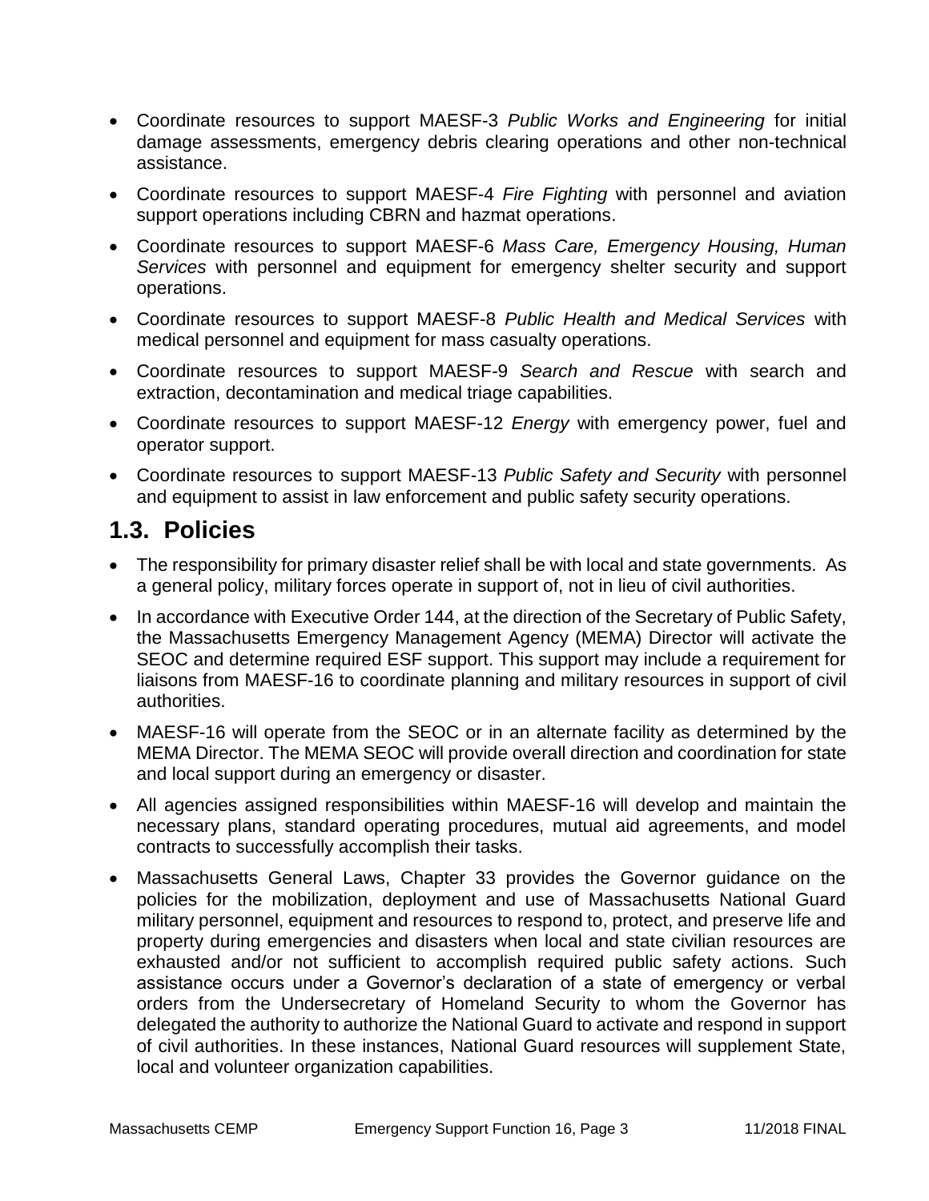- Coordinate resources to support MAESF-3 *Public Works and Engineering* for initial damage assessments, emergency debris clearing operations and other non-technical assistance.
- Coordinate resources to support MAESF-4 *Fire Fighting* with personnel and aviation support operations including CBRN and hazmat operations.
- Coordinate resources to support MAESF-6 *Mass Care, Emergency Housing, Human Services* with personnel and equipment for emergency shelter security and support operations.
- Coordinate resources to support MAESF-8 *Public Health and Medical Services* with medical personnel and equipment for mass casualty operations.
- Coordinate resources to support MAESF-9 *Search and Rescue* with search and extraction, decontamination and medical triage capabilities.
- Coordinate resources to support MAESF-12 *Energy* with emergency power, fuel and operator support.
- Coordinate resources to support MAESF-13 *Public Safety and Security* with personnel and equipment to assist in law enforcement and public safety security operations.

## 1.3. Policies

- The responsibility for primary disaster relief shall be with local and state governments. As a general policy, military forces operate in support of, not in lieu of civil authorities.
- In accordance with Executive Order 144, at the direction of the Secretary of Public Safety, the Massachusetts Emergency Management Agency (MEMA) Director will activate the SEOC and determine required ESF support. This support may include a requirement for liaisons from MAESF-16 to coordinate planning and military resources in support of civil authorities.
- MAESF-16 will operate from the SEOC or in an alternate facility as determined by the MEMA Director. The MEMA SEOC will provide overall direction and coordination for state and local support during an emergency or disaster.
- All agencies assigned responsibilities within MAESF-16 will develop and maintain the necessary plans, standard operating procedures, mutual aid agreements, and model contracts to successfully accomplish their tasks.
- Massachusetts General Laws, Chapter 33 provides the Governor guidance on the policies for the mobilization, deployment and use of Massachusetts National Guard military personnel, equipment and resources to respond to, protect, and preserve life and property during emergencies and disasters when local and state civilian resources are exhausted and/or not sufficient to accomplish required public safety actions. Such assistance occurs under a Governor's declaration of a state of emergency or verbal orders from the Undersecretary of Homeland Security to whom the Governor has delegated the authority to authorize the National Guard to activate and respond in support of civil authorities. In these instances, National Guard resources will supplement State, local and volunteer organization capabilities.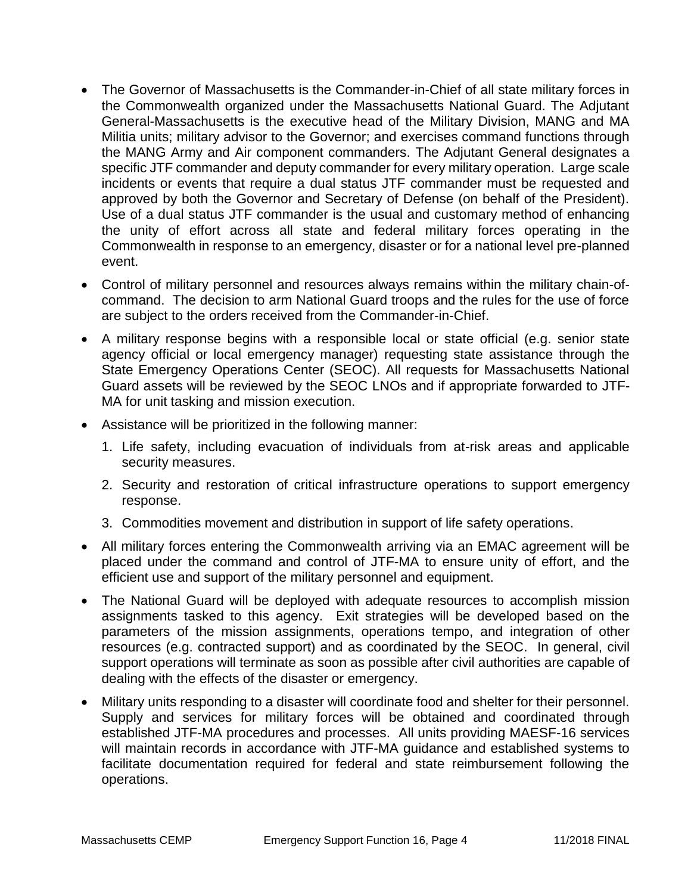- The Governor of Massachusetts is the Commander-in-Chief of all state military forces in the Commonwealth organized under the Massachusetts National Guard. The Adjutant General-Massachusetts is the executive head of the Military Division, MANG and MA Militia units; military advisor to the Governor; and exercises command functions through the MANG Army and Air component commanders. The Adjutant General designates a specific JTF commander and deputy commander for every military operation. Large scale incidents or events that require a dual status JTF commander must be requested and approved by both the Governor and Secretary of Defense (on behalf of the President). Use of a dual status JTF commander is the usual and customary method of enhancing the unity of effort across all state and federal military forces operating in the Commonwealth in response to an emergency, disaster or for a national level pre-planned event.
- Control of military personnel and resources always remains within the military chain-of-command. The decision to arm National Guard troops and the rules for the use of force are subject to the orders received from the Commander-in-Chief.
- A military response begins with a responsible local or state official (e.g. senior state agency official or local emergency manager) requesting state assistance through the State Emergency Operations Center (SEOC). All requests for Massachusetts National Guard assets will be reviewed by the SEOC LNOs and if appropriate forwarded to JTF-MA for unit tasking and mission execution.
- Assistance will be prioritized in the following manner:
    1. Life safety, including evacuation of individuals from at-risk areas and applicable security measures.
    2. Security and restoration of critical infrastructure operations to support emergency response.
    3. Commodities movement and distribution in support of life safety operations.
- All military forces entering the Commonwealth arriving via an EMAC agreement will be placed under the command and control of JTF-MA to ensure unity of effort, and the efficient use and support of the military personnel and equipment.
- The National Guard will be deployed with adequate resources to accomplish mission assignments tasked to this agency. Exit strategies will be developed based on the parameters of the mission assignments, operations tempo, and integration of other resources (e.g. contracted support) and as coordinated by the SEOC. In general, civil support operations will terminate as soon as possible after civil authorities are capable of dealing with the effects of the disaster or emergency.
- Military units responding to a disaster will coordinate food and shelter for their personnel. Supply and services for military forces will be obtained and coordinated through established JTF-MA procedures and processes. All units providing MAESF-16 services will maintain records in accordance with JTF-MA guidance and established systems to facilitate documentation required for federal and state reimbursement following the operations.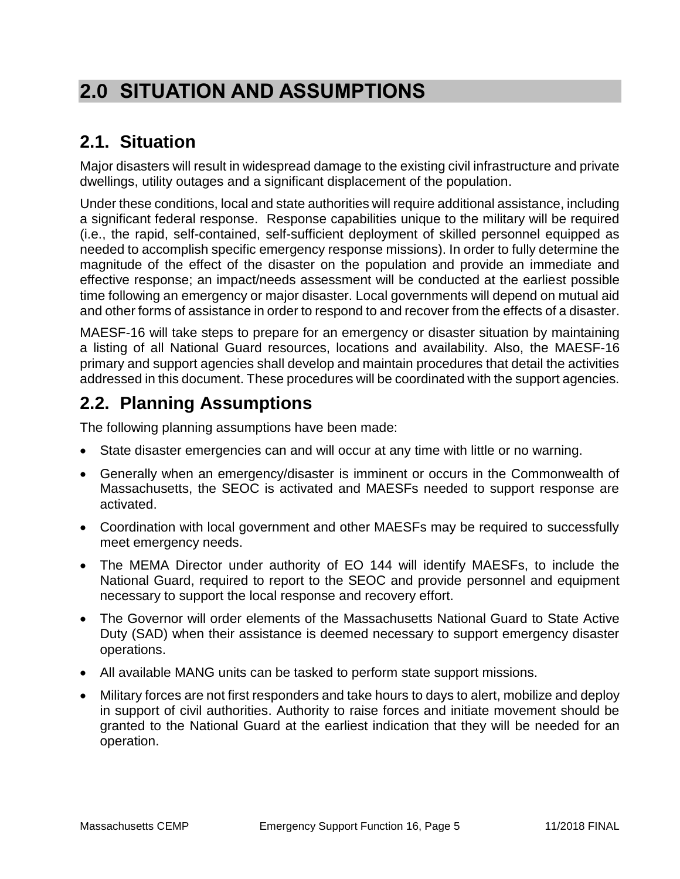# 2.0 SITUATION AND ASSUMPTIONS

## 2.1. Situation

Major disasters will result in widespread damage to the existing civil infrastructure and private dwellings, utility outages and a significant displacement of the population.

Under these conditions, local and state authorities will require additional assistance, including a significant federal response. Response capabilities unique to the military will be required (i.e., the rapid, self-contained, self-sufficient deployment of skilled personnel equipped as needed to accomplish specific emergency response missions). In order to fully determine the magnitude of the effect of the disaster on the population and provide an immediate and effective response; an impact/needs assessment will be conducted at the earliest possible time following an emergency or major disaster. Local governments will depend on mutual aid and other forms of assistance in order to respond to and recover from the effects of a disaster.

MAESF-16 will take steps to prepare for an emergency or disaster situation by maintaining a listing of all National Guard resources, locations and availability. Also, the MAESF-16 primary and support agencies shall develop and maintain procedures that detail the activities addressed in this document. These procedures will be coordinated with the support agencies.

## 2.2. Planning Assumptions

The following planning assumptions have been made:

- State disaster emergencies can and will occur at any time with little or no warning.
- Generally when an emergency/disaster is imminent or occurs in the Commonwealth of Massachusetts, the SEOC is activated and MAESFs needed to support response are activated.
- Coordination with local government and other MAESFs may be required to successfully meet emergency needs.
- The MEMA Director under authority of EO 144 will identify MAESFs, to include the National Guard, required to report to the SEOC and provide personnel and equipment necessary to support the local response and recovery effort.
- The Governor will order elements of the Massachusetts National Guard to State Active Duty (SAD) when their assistance is deemed necessary to support emergency disaster operations.
- All available MANG units can be tasked to perform state support missions.
- Military forces are not first responders and take hours to days to alert, mobilize and deploy in support of civil authorities. Authority to raise forces and initiate movement should be granted to the National Guard at the earliest indication that they will be needed for an operation.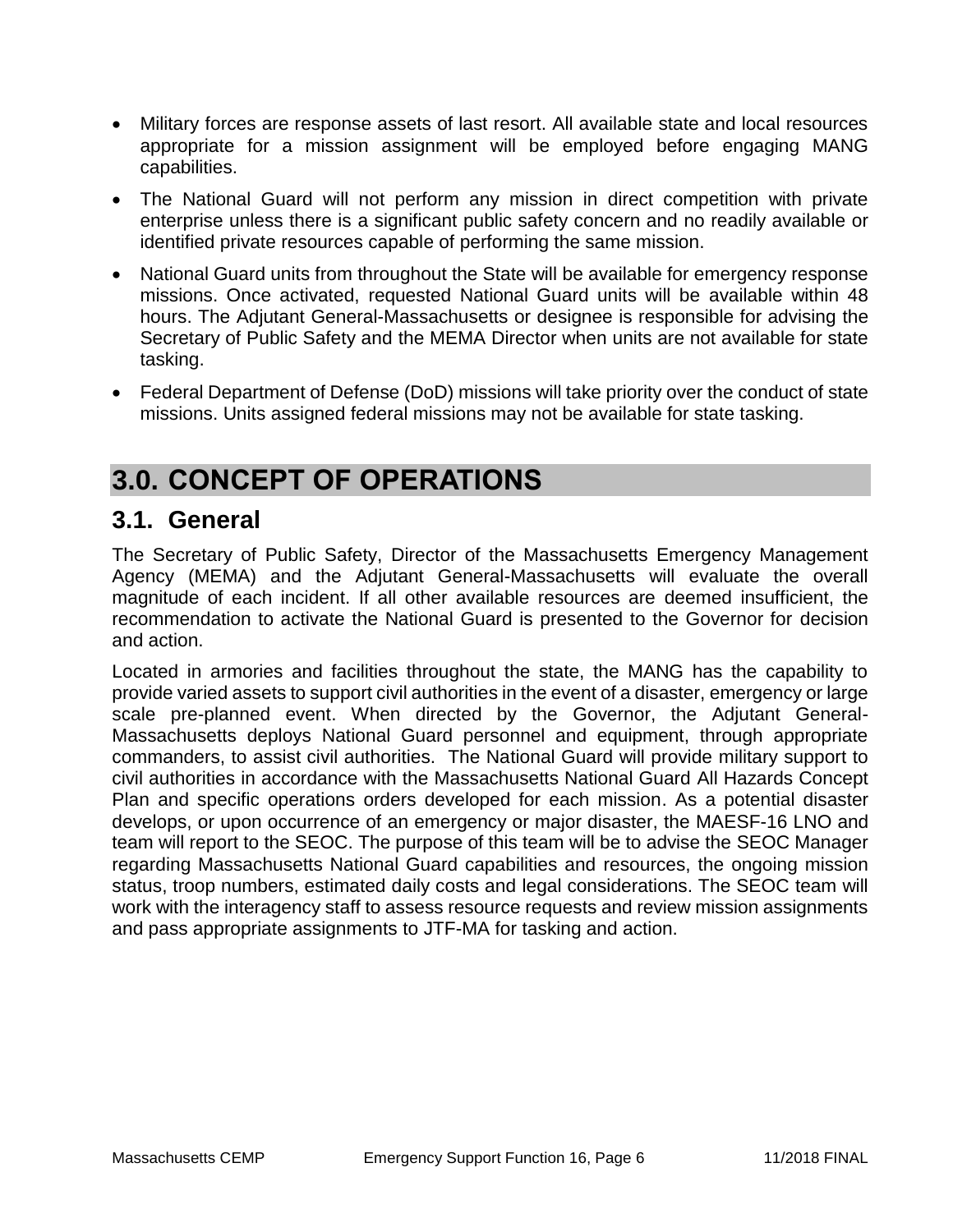- Military forces are response assets of last resort. All available state and local resources appropriate for a mission assignment will be employed before engaging MANG capabilities.
- The National Guard will not perform any mission in direct competition with private enterprise unless there is a significant public safety concern and no readily available or identified private resources capable of performing the same mission.
- National Guard units from throughout the State will be available for emergency response missions. Once activated, requested National Guard units will be available within 48 hours. The Adjutant General-Massachusetts or designee is responsible for advising the Secretary of Public Safety and the MEMA Director when units are not available for state tasking.
- Federal Department of Defense (DoD) missions will take priority over the conduct of state missions. Units assigned federal missions may not be available for state tasking.

# 3.0. CONCEPT OF OPERATIONS

## 3.1. General

The Secretary of Public Safety, Director of the Massachusetts Emergency Management Agency (MEMA) and the Adjutant General-Massachusetts will evaluate the overall magnitude of each incident. If all other available resources are deemed insufficient, the recommendation to activate the National Guard is presented to the Governor for decision and action.

Located in armories and facilities throughout the state, the MANG has the capability to provide varied assets to support civil authorities in the event of a disaster, emergency or large scale pre-planned event. When directed by the Governor, the Adjutant General-Massachusetts deploys National Guard personnel and equipment, through appropriate commanders, to assist civil authorities. The National Guard will provide military support to civil authorities in accordance with the Massachusetts National Guard All Hazards Concept Plan and specific operations orders developed for each mission. As a potential disaster develops, or upon occurrence of an emergency or major disaster, the MAESF-16 LNO and team will report to the SEOC. The purpose of this team will be to advise the SEOC Manager regarding Massachusetts National Guard capabilities and resources, the ongoing mission status, troop numbers, estimated daily costs and legal considerations. The SEOC team will work with the interagency staff to assess resource requests and review mission assignments and pass appropriate assignments to JTF-MA for tasking and action.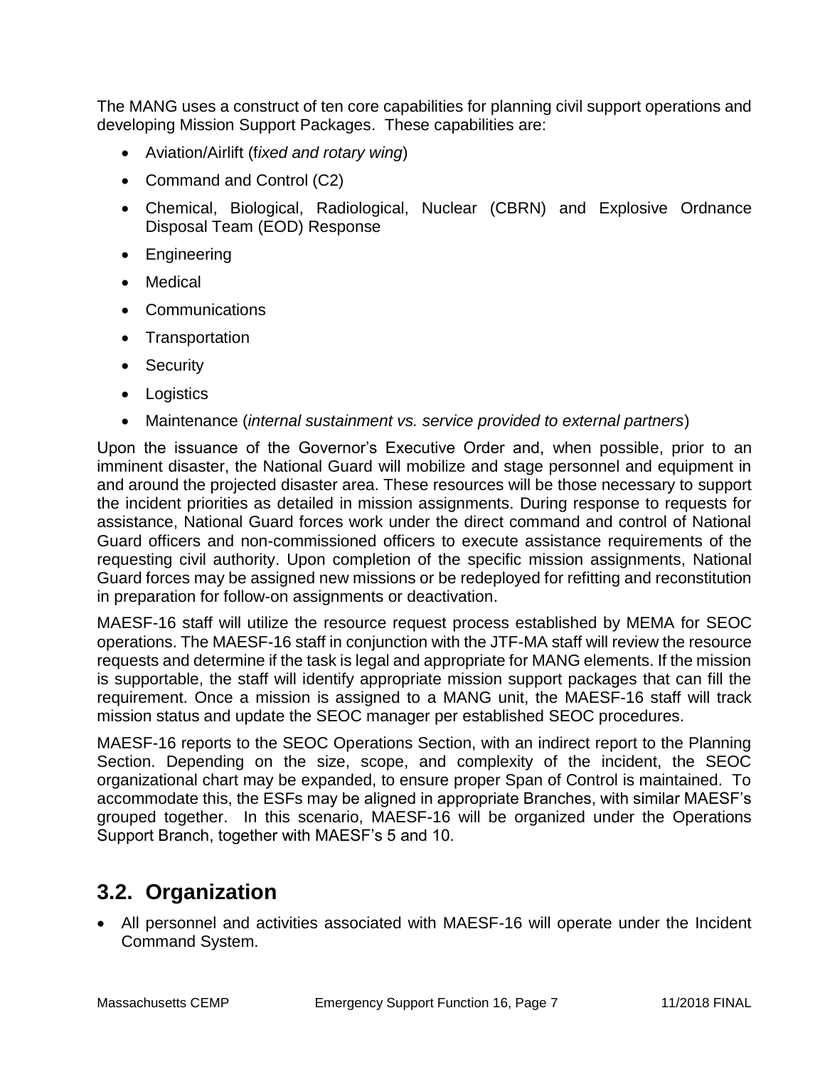The MANG uses a construct of ten core capabilities for planning civil support operations and developing Mission Support Packages. These capabilities are:

- Aviation/Airlift (f*ixed and rotary wing*)
- Command and Control (C2)
- Chemical, Biological, Radiological, Nuclear (CBRN) and Explosive Ordnance Disposal Team (EOD) Response
- Engineering
- Medical
- Communications
- Transportation
- Security
- Logistics
- Maintenance (*internal sustainment vs. service provided to external partners*)

Upon the issuance of the Governor's Executive Order and, when possible, prior to an imminent disaster, the National Guard will mobilize and stage personnel and equipment in and around the projected disaster area. These resources will be those necessary to support the incident priorities as detailed in mission assignments. During response to requests for assistance, National Guard forces work under the direct command and control of National Guard officers and non-commissioned officers to execute assistance requirements of the requesting civil authority. Upon completion of the specific mission assignments, National Guard forces may be assigned new missions or be redeployed for refitting and reconstitution in preparation for follow-on assignments or deactivation.

MAESF-16 staff will utilize the resource request process established by MEMA for SEOC operations. The MAESF-16 staff in conjunction with the JTF-MA staff will review the resource requests and determine if the task is legal and appropriate for MANG elements. If the mission is supportable, the staff will identify appropriate mission support packages that can fill the requirement. Once a mission is assigned to a MANG unit, the MAESF-16 staff will track mission status and update the SEOC manager per established SEOC procedures.

MAESF-16 reports to the SEOC Operations Section, with an indirect report to the Planning Section. Depending on the size, scope, and complexity of the incident, the SEOC organizational chart may be expanded, to ensure proper Span of Control is maintained. To accommodate this, the ESFs may be aligned in appropriate Branches, with similar MAESF's grouped together. In this scenario, MAESF-16 will be organized under the Operations Support Branch, together with MAESF's 5 and 10.

## 3.2. Organization

- All personnel and activities associated with MAESF-16 will operate under the Incident Command System.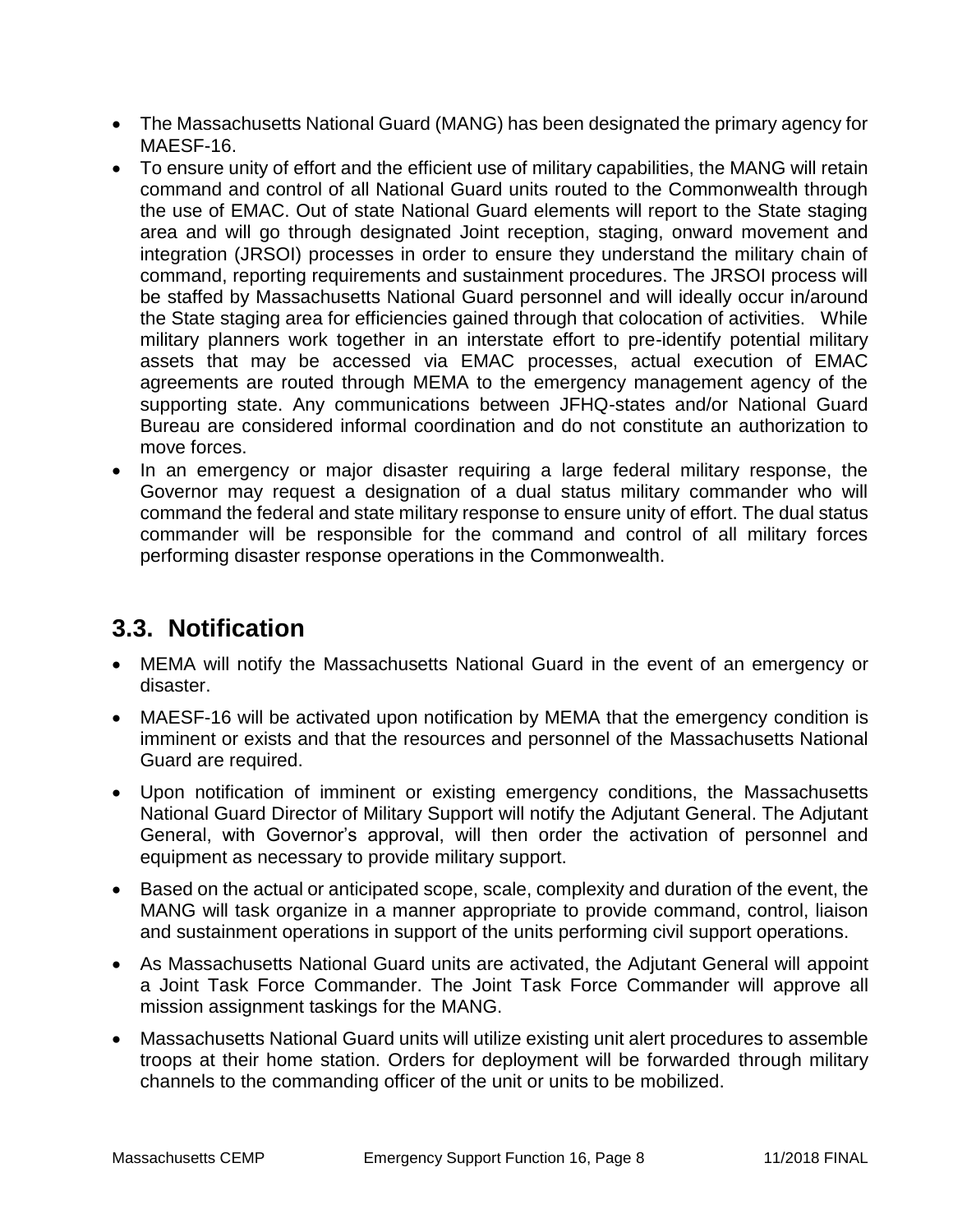- The Massachusetts National Guard (MANG) has been designated the primary agency for MAESF-16.
- To ensure unity of effort and the efficient use of military capabilities, the MANG will retain command and control of all National Guard units routed to the Commonwealth through the use of EMAC. Out of state National Guard elements will report to the State staging area and will go through designated Joint reception, staging, onward movement and integration (JRSOI) processes in order to ensure they understand the military chain of command, reporting requirements and sustainment procedures. The JRSOI process will be staffed by Massachusetts National Guard personnel and will ideally occur in/around the State staging area for efficiencies gained through that colocation of activities. While military planners work together in an interstate effort to pre-identify potential military assets that may be accessed via EMAC processes, actual execution of EMAC agreements are routed through MEMA to the emergency management agency of the supporting state. Any communications between JFHQ-states and/or National Guard Bureau are considered informal coordination and do not constitute an authorization to move forces.
- In an emergency or major disaster requiring a large federal military response, the Governor may request a designation of a dual status military commander who will command the federal and state military response to ensure unity of effort. The dual status commander will be responsible for the command and control of all military forces performing disaster response operations in the Commonwealth.

## 3.3. Notification

- MEMA will notify the Massachusetts National Guard in the event of an emergency or disaster.
- MAESF-16 will be activated upon notification by MEMA that the emergency condition is imminent or exists and that the resources and personnel of the Massachusetts National Guard are required.
- Upon notification of imminent or existing emergency conditions, the Massachusetts National Guard Director of Military Support will notify the Adjutant General. The Adjutant General, with Governor's approval, will then order the activation of personnel and equipment as necessary to provide military support.
- Based on the actual or anticipated scope, scale, complexity and duration of the event, the MANG will task organize in a manner appropriate to provide command, control, liaison and sustainment operations in support of the units performing civil support operations.
- As Massachusetts National Guard units are activated, the Adjutant General will appoint a Joint Task Force Commander. The Joint Task Force Commander will approve all mission assignment taskings for the MANG.
- Massachusetts National Guard units will utilize existing unit alert procedures to assemble troops at their home station. Orders for deployment will be forwarded through military channels to the commanding officer of the unit or units to be mobilized.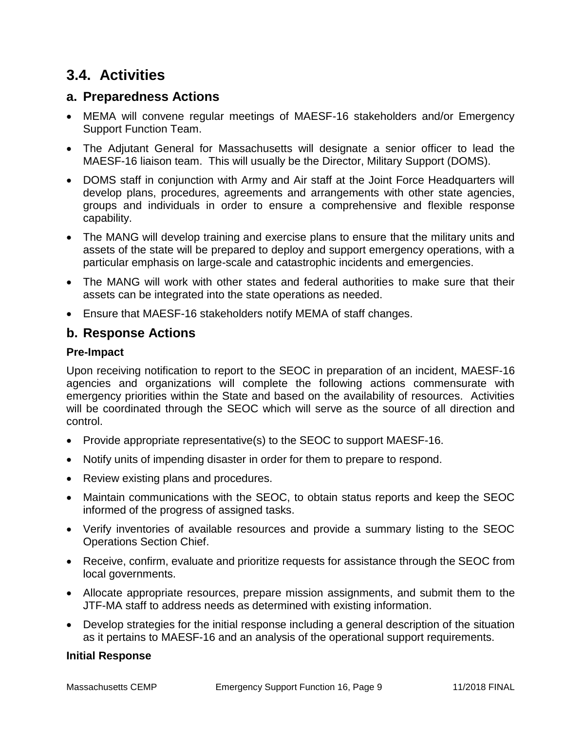## 3.4. Activities

### a. Preparedness Actions

- MEMA will convene regular meetings of MAESF-16 stakeholders and/or Emergency Support Function Team.
- The Adjutant General for Massachusetts will designate a senior officer to lead the MAESF-16 liaison team. This will usually be the Director, Military Support (DOMS).
- DOMS staff in conjunction with Army and Air staff at the Joint Force Headquarters will develop plans, procedures, agreements and arrangements with other state agencies, groups and individuals in order to ensure a comprehensive and flexible response capability.
- The MANG will develop training and exercise plans to ensure that the military units and assets of the state will be prepared to deploy and support emergency operations, with a particular emphasis on large-scale and catastrophic incidents and emergencies.
- The MANG will work with other states and federal authorities to make sure that their assets can be integrated into the state operations as needed.
- Ensure that MAESF-16 stakeholders notify MEMA of staff changes.

### b. Response Actions

**Pre-Impact**

Upon receiving notification to report to the SEOC in preparation of an incident, MAESF-16 agencies and organizations will complete the following actions commensurate with emergency priorities within the State and based on the availability of resources. Activities will be coordinated through the SEOC which will serve as the source of all direction and control.

- Provide appropriate representative(s) to the SEOC to support MAESF-16.
- Notify units of impending disaster in order for them to prepare to respond.
- Review existing plans and procedures.
- Maintain communications with the SEOC, to obtain status reports and keep the SEOC informed of the progress of assigned tasks.
- Verify inventories of available resources and provide a summary listing to the SEOC Operations Section Chief.
- Receive, confirm, evaluate and prioritize requests for assistance through the SEOC from local governments.
- Allocate appropriate resources, prepare mission assignments, and submit them to the JTF-MA staff to address needs as determined with existing information.
- Develop strategies for the initial response including a general description of the situation as it pertains to MAESF-16 and an analysis of the operational support requirements.

**Initial Response**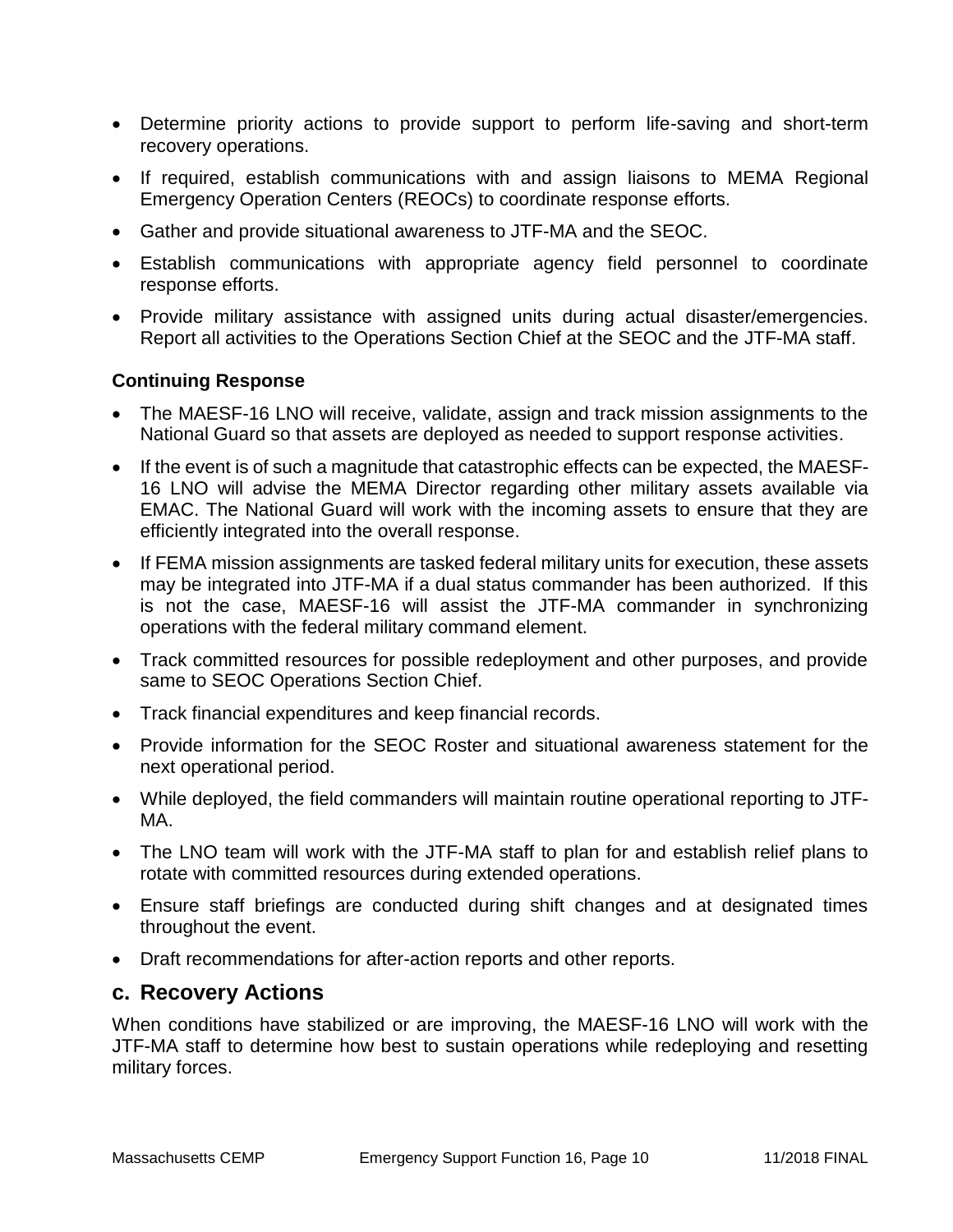- Determine priority actions to provide support to perform life-saving and short-term recovery operations.
- If required, establish communications with and assign liaisons to MEMA Regional Emergency Operation Centers (REOCs) to coordinate response efforts.
- Gather and provide situational awareness to JTF-MA and the SEOC.
- Establish communications with appropriate agency field personnel to coordinate response efforts.
- Provide military assistance with assigned units during actual disaster/emergencies. Report all activities to the Operations Section Chief at the SEOC and the JTF-MA staff.

**Continuing Response**

- The MAESF-16 LNO will receive, validate, assign and track mission assignments to the National Guard so that assets are deployed as needed to support response activities.
- If the event is of such a magnitude that catastrophic effects can be expected, the MAESF-16 LNO will advise the MEMA Director regarding other military assets available via EMAC. The National Guard will work with the incoming assets to ensure that they are efficiently integrated into the overall response.
- If FEMA mission assignments are tasked federal military units for execution, these assets may be integrated into JTF-MA if a dual status commander has been authorized. If this is not the case, MAESF-16 will assist the JTF-MA commander in synchronizing operations with the federal military command element.
- Track committed resources for possible redeployment and other purposes, and provide same to SEOC Operations Section Chief.
- Track financial expenditures and keep financial records.
- Provide information for the SEOC Roster and situational awareness statement for the next operational period.
- While deployed, the field commanders will maintain routine operational reporting to JTF-MA.
- The LNO team will work with the JTF-MA staff to plan for and establish relief plans to rotate with committed resources during extended operations.
- Ensure staff briefings are conducted during shift changes and at designated times throughout the event.
- Draft recommendations for after-action reports and other reports.

## c. Recovery Actions

When conditions have stabilized or are improving, the MAESF-16 LNO will work with the JTF-MA staff to determine how best to sustain operations while redeploying and resetting military forces.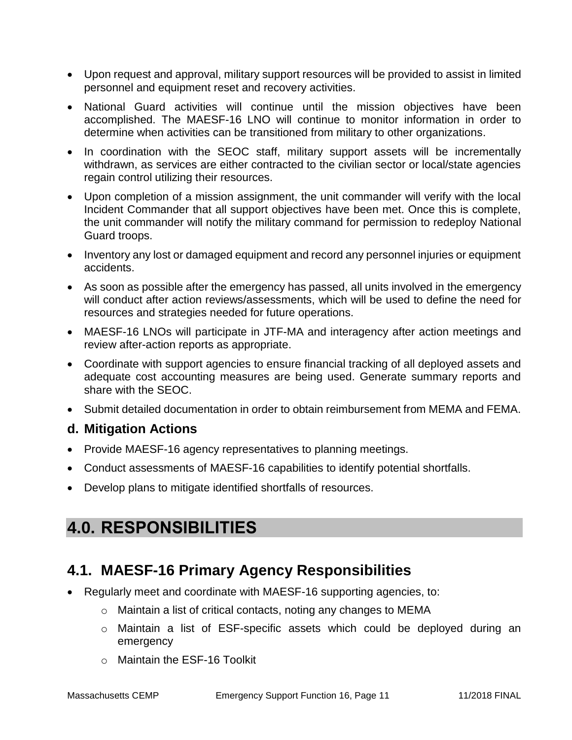- Upon request and approval, military support resources will be provided to assist in limited personnel and equipment reset and recovery activities.
- National Guard activities will continue until the mission objectives have been accomplished. The MAESF-16 LNO will continue to monitor information in order to determine when activities can be transitioned from military to other organizations.
- In coordination with the SEOC staff, military support assets will be incrementally withdrawn, as services are either contracted to the civilian sector or local/state agencies regain control utilizing their resources.
- Upon completion of a mission assignment, the unit commander will verify with the local Incident Commander that all support objectives have been met. Once this is complete, the unit commander will notify the military command for permission to redeploy National Guard troops.
- Inventory any lost or damaged equipment and record any personnel injuries or equipment accidents.
- As soon as possible after the emergency has passed, all units involved in the emergency will conduct after action reviews/assessments, which will be used to define the need for resources and strategies needed for future operations.
- MAESF-16 LNOs will participate in JTF-MA and interagency after action meetings and review after-action reports as appropriate.
- Coordinate with support agencies to ensure financial tracking of all deployed assets and adequate cost accounting measures are being used. Generate summary reports and share with the SEOC.
- Submit detailed documentation in order to obtain reimbursement from MEMA and FEMA.

### d. Mitigation Actions

- Provide MAESF-16 agency representatives to planning meetings.
- Conduct assessments of MAESF-16 capabilities to identify potential shortfalls.
- Develop plans to mitigate identified shortfalls of resources.

# 4.0. RESPONSIBILITIES

## 4.1. MAESF-16 Primary Agency Responsibilities

- Regularly meet and coordinate with MAESF-16 supporting agencies, to:
  - Maintain a list of critical contacts, noting any changes to MEMA
  - Maintain a list of ESF-specific assets which could be deployed during an emergency
  - Maintain the ESF-16 Toolkit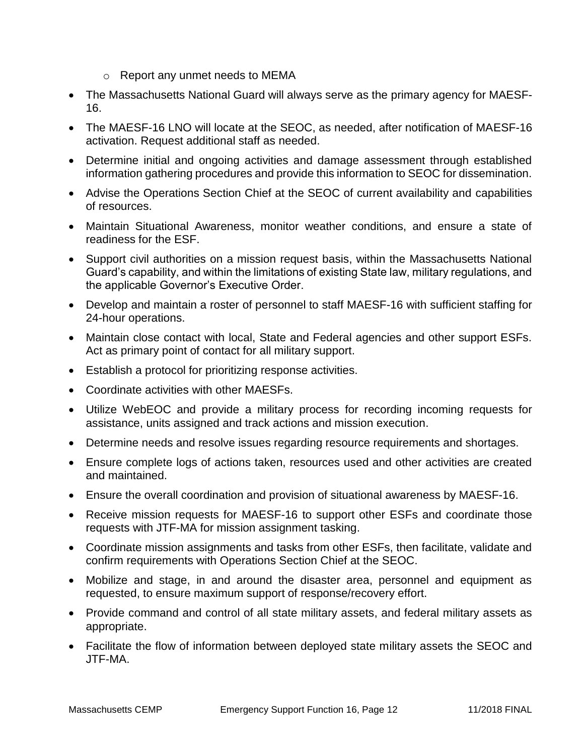- Report any unmet needs to MEMA

- The Massachusetts National Guard will always serve as the primary agency for MAESF-16.
- The MAESF-16 LNO will locate at the SEOC, as needed, after notification of MAESF-16 activation. Request additional staff as needed.
- Determine initial and ongoing activities and damage assessment through established information gathering procedures and provide this information to SEOC for dissemination.
- Advise the Operations Section Chief at the SEOC of current availability and capabilities of resources.
- Maintain Situational Awareness, monitor weather conditions, and ensure a state of readiness for the ESF.
- Support civil authorities on a mission request basis, within the Massachusetts National Guard's capability, and within the limitations of existing State law, military regulations, and the applicable Governor's Executive Order.
- Develop and maintain a roster of personnel to staff MAESF-16 with sufficient staffing for 24-hour operations.
- Maintain close contact with local, State and Federal agencies and other support ESFs. Act as primary point of contact for all military support.
- Establish a protocol for prioritizing response activities.
- Coordinate activities with other MAESFs.
- Utilize WebEOC and provide a military process for recording incoming requests for assistance, units assigned and track actions and mission execution.
- Determine needs and resolve issues regarding resource requirements and shortages.
- Ensure complete logs of actions taken, resources used and other activities are created and maintained.
- Ensure the overall coordination and provision of situational awareness by MAESF-16.
- Receive mission requests for MAESF-16 to support other ESFs and coordinate those requests with JTF-MA for mission assignment tasking.
- Coordinate mission assignments and tasks from other ESFs, then facilitate, validate and confirm requirements with Operations Section Chief at the SEOC.
- Mobilize and stage, in and around the disaster area, personnel and equipment as requested, to ensure maximum support of response/recovery effort.
- Provide command and control of all state military assets, and federal military assets as appropriate.
- Facilitate the flow of information between deployed state military assets the SEOC and JTF-MA.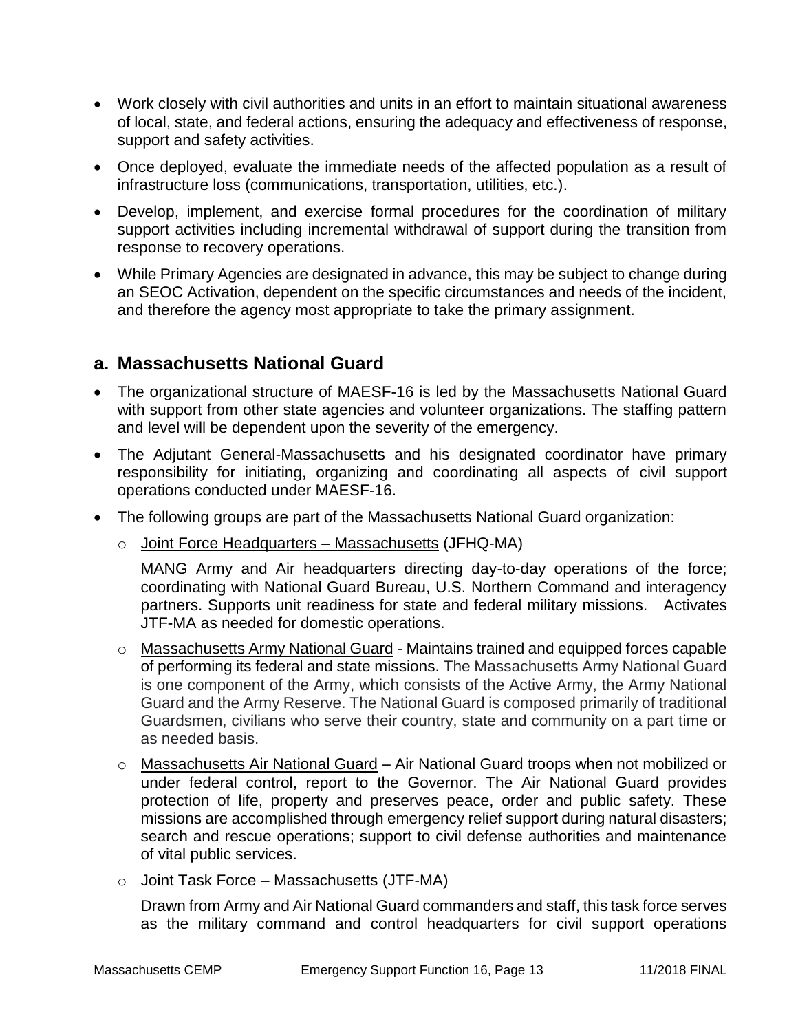- Work closely with civil authorities and units in an effort to maintain situational awareness of local, state, and federal actions, ensuring the adequacy and effectiveness of response, support and safety activities.
- Once deployed, evaluate the immediate needs of the affected population as a result of infrastructure loss (communications, transportation, utilities, etc.).
- Develop, implement, and exercise formal procedures for the coordination of military support activities including incremental withdrawal of support during the transition from response to recovery operations.
- While Primary Agencies are designated in advance, this may be subject to change during an SEOC Activation, dependent on the specific circumstances and needs of the incident, and therefore the agency most appropriate to take the primary assignment.

## a. Massachusetts National Guard

- The organizational structure of MAESF-16 is led by the Massachusetts National Guard with support from other state agencies and volunteer organizations. The staffing pattern and level will be dependent upon the severity of the emergency.
- The Adjutant General-Massachusetts and his designated coordinator have primary responsibility for initiating, organizing and coordinating all aspects of civil support operations conducted under MAESF-16.
- The following groups are part of the Massachusetts National Guard organization:
  - Joint Force Headquarters – Massachusetts (JFHQ-MA)

    MANG Army and Air headquarters directing day-to-day operations of the force; coordinating with National Guard Bureau, U.S. Northern Command and interagency partners. Supports unit readiness for state and federal military missions. Activates JTF-MA as needed for domestic operations.
  - Massachusetts Army National Guard - Maintains trained and equipped forces capable of performing its federal and state missions. The Massachusetts Army National Guard is one component of the Army, which consists of the Active Army, the Army National Guard and the Army Reserve. The National Guard is composed primarily of traditional Guardsmen, civilians who serve their country, state and community on a part time or as needed basis.
  - Massachusetts Air National Guard – Air National Guard troops when not mobilized or under federal control, report to the Governor. The Air National Guard provides protection of life, property and preserves peace, order and public safety. These missions are accomplished through emergency relief support during natural disasters; search and rescue operations; support to civil defense authorities and maintenance of vital public services.
  - Joint Task Force – Massachusetts (JTF-MA)

    Drawn from Army and Air National Guard commanders and staff, this task force serves as the military command and control headquarters for civil support operations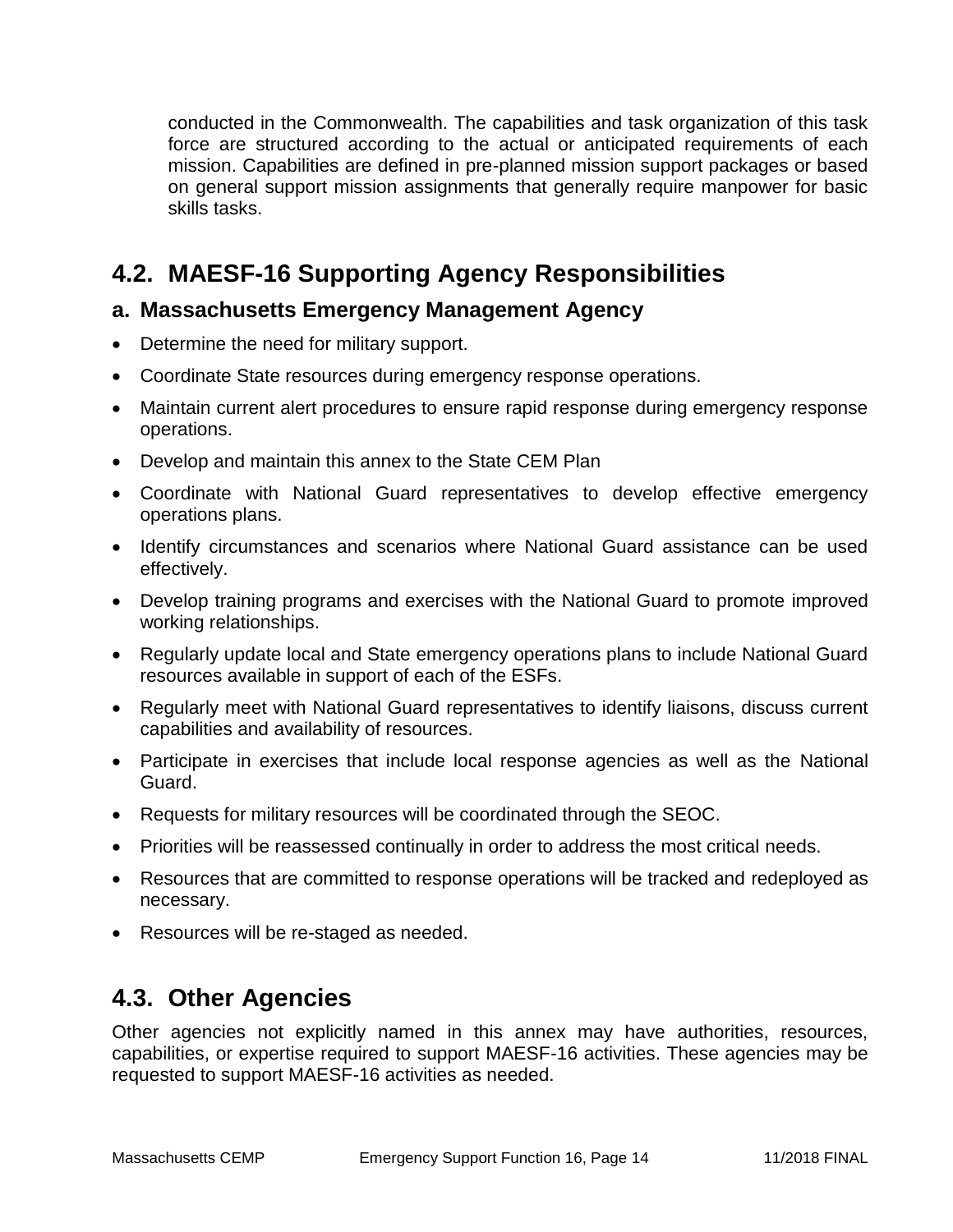conducted in the Commonwealth. The capabilities and task organization of this task force are structured according to the actual or anticipated requirements of each mission. Capabilities are defined in pre-planned mission support packages or based on general support mission assignments that generally require manpower for basic skills tasks.

## 4.2. MAESF-16 Supporting Agency Responsibilities

### a. Massachusetts Emergency Management Agency

- Determine the need for military support.
- Coordinate State resources during emergency response operations.
- Maintain current alert procedures to ensure rapid response during emergency response operations.
- Develop and maintain this annex to the State CEM Plan
- Coordinate with National Guard representatives to develop effective emergency operations plans.
- Identify circumstances and scenarios where National Guard assistance can be used effectively.
- Develop training programs and exercises with the National Guard to promote improved working relationships.
- Regularly update local and State emergency operations plans to include National Guard resources available in support of each of the ESFs.
- Regularly meet with National Guard representatives to identify liaisons, discuss current capabilities and availability of resources.
- Participate in exercises that include local response agencies as well as the National Guard.
- Requests for military resources will be coordinated through the SEOC.
- Priorities will be reassessed continually in order to address the most critical needs.
- Resources that are committed to response operations will be tracked and redeployed as necessary.
- Resources will be re-staged as needed.

## 4.3. Other Agencies

Other agencies not explicitly named in this annex may have authorities, resources, capabilities, or expertise required to support MAESF-16 activities. These agencies may be requested to support MAESF-16 activities as needed.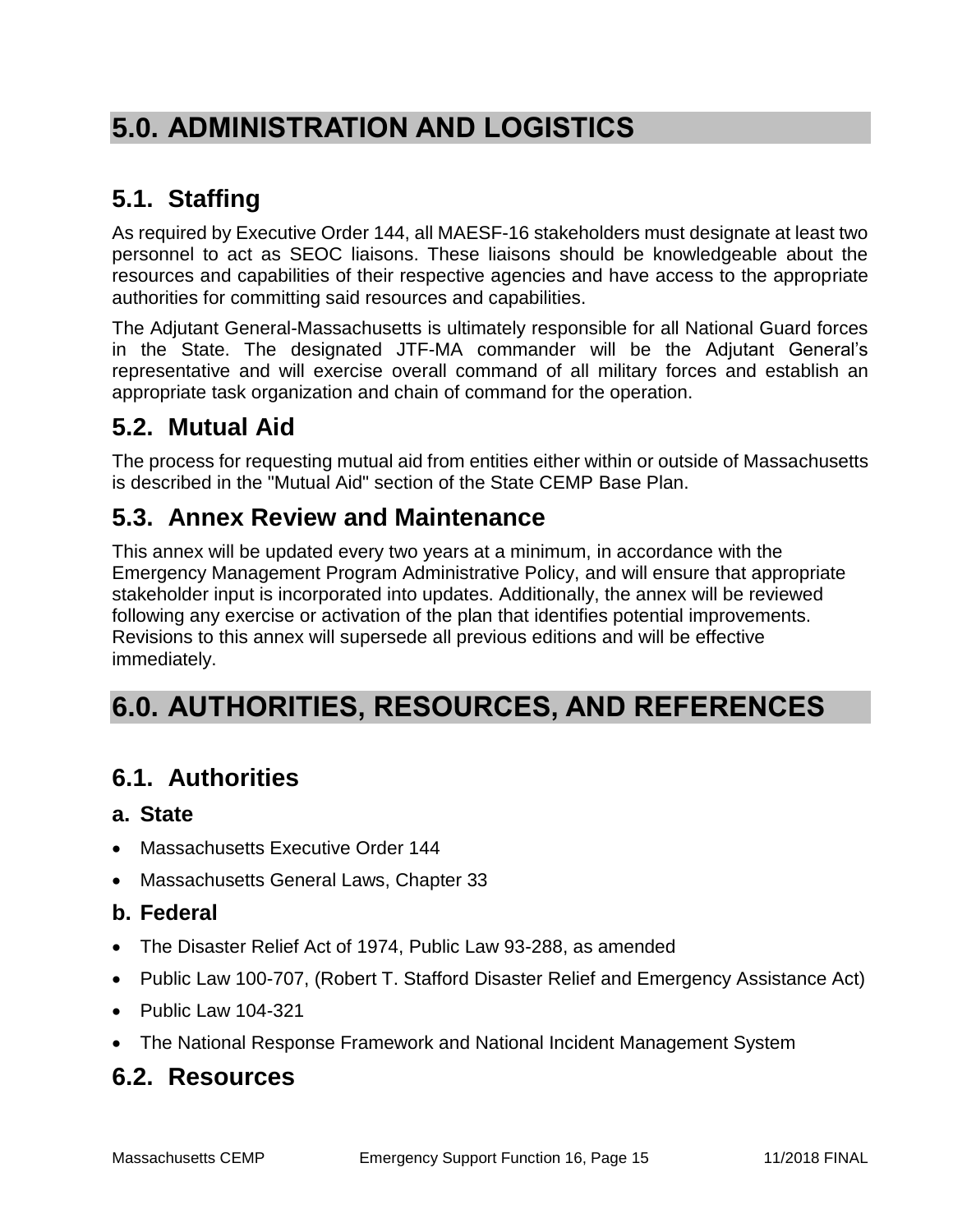# 5.0. ADMINISTRATION AND LOGISTICS

## 5.1. Staffing

As required by Executive Order 144, all MAESF-16 stakeholders must designate at least two personnel to act as SEOC liaisons. These liaisons should be knowledgeable about the resources and capabilities of their respective agencies and have access to the appropriate authorities for committing said resources and capabilities.

The Adjutant General-Massachusetts is ultimately responsible for all National Guard forces in the State. The designated JTF-MA commander will be the Adjutant General's representative and will exercise overall command of all military forces and establish an appropriate task organization and chain of command for the operation.

## 5.2. Mutual Aid

The process for requesting mutual aid from entities either within or outside of Massachusetts is described in the "Mutual Aid" section of the State CEMP Base Plan.

## 5.3. Annex Review and Maintenance

This annex will be updated every two years at a minimum, in accordance with the Emergency Management Program Administrative Policy, and will ensure that appropriate stakeholder input is incorporated into updates. Additionally, the annex will be reviewed following any exercise or activation of the plan that identifies potential improvements. Revisions to this annex will supersede all previous editions and will be effective immediately.

# 6.0. AUTHORITIES, RESOURCES, AND REFERENCES

## 6.1. Authorities

### a. State

- Massachusetts Executive Order 144
- Massachusetts General Laws, Chapter 33

### b. Federal

- The Disaster Relief Act of 1974, Public Law 93-288, as amended
- Public Law 100-707, (Robert T. Stafford Disaster Relief and Emergency Assistance Act)
- Public Law 104-321
- The National Response Framework and National Incident Management System

## 6.2. Resources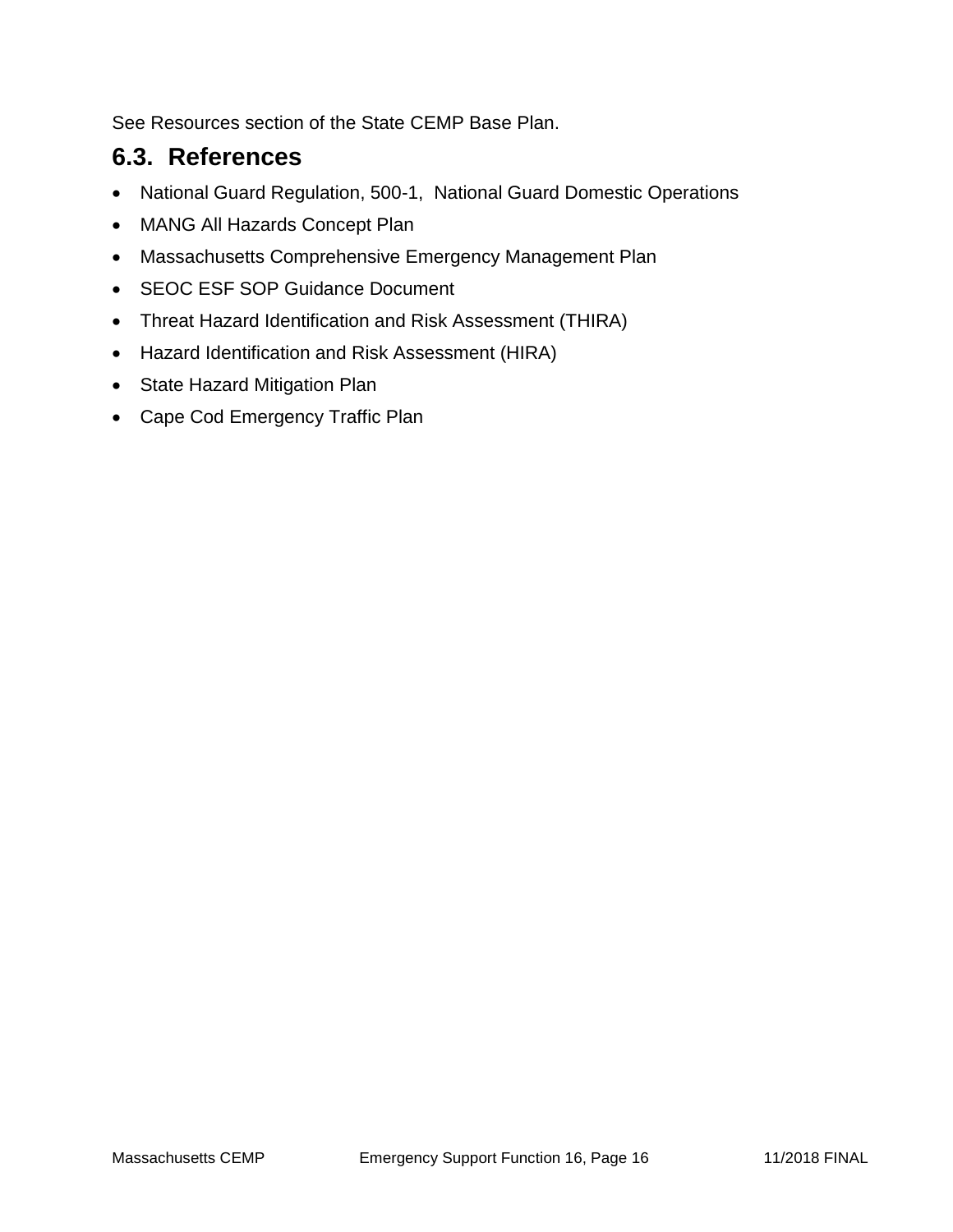See Resources section of the State CEMP Base Plan.

## 6.3. References

- National Guard Regulation, 500-1, National Guard Domestic Operations
- MANG All Hazards Concept Plan
- Massachusetts Comprehensive Emergency Management Plan
- SEOC ESF SOP Guidance Document
- Threat Hazard Identification and Risk Assessment (THIRA)
- Hazard Identification and Risk Assessment (HIRA)
- State Hazard Mitigation Plan
- Cape Cod Emergency Traffic Plan